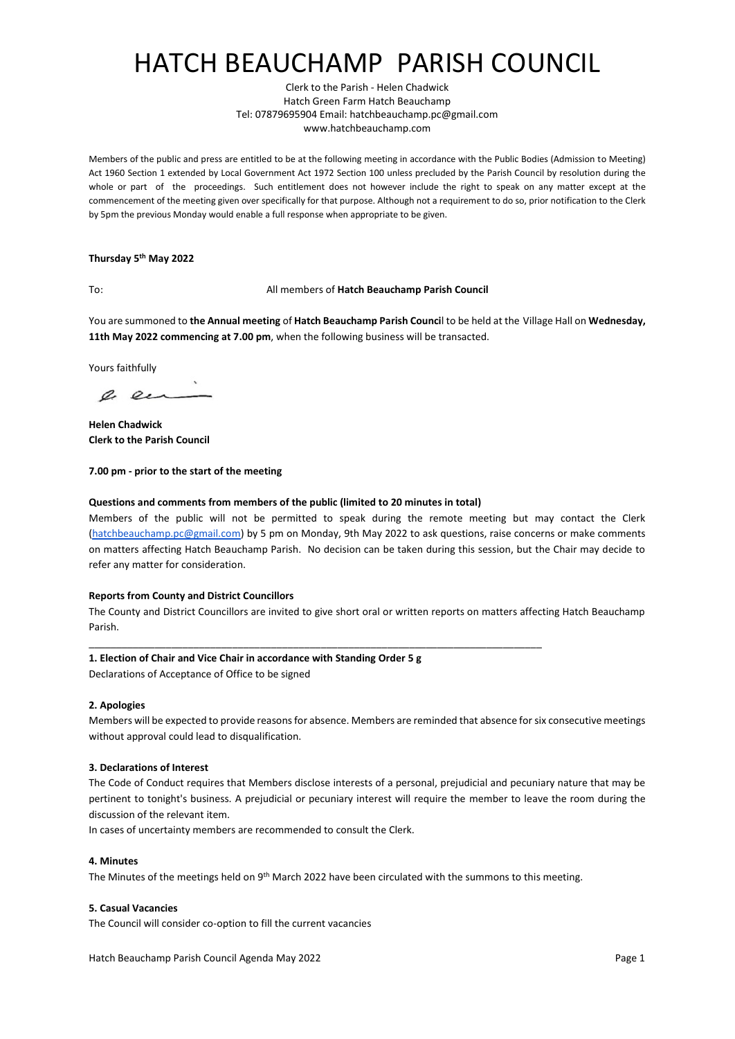# HATCH BEAUCHAMP PARISH COUNCIL

Clerk to the Parish - Helen Chadwick
Hatch Green Farm Hatch Beauchamp
Tel: 07879695904 Email: hatchbeauchamp.pc@gmail.com
www.hatchbeauchamp.com

Members of the public and press are entitled to be at the following meeting in accordance with the Public Bodies (Admission to Meeting) Act 1960 Section 1 extended by Local Government Act 1972 Section 100 unless precluded by the Parish Council by resolution during the whole or part of the proceedings. Such entitlement does not however include the right to speak on any matter except at the commencement of the meeting given over specifically for that purpose. Although not a requirement to do so, prior notification to the Clerk by 5pm the previous Monday would enable a full response when appropriate to be given.

**Thursday 5th May 2022**

To: All members of **Hatch Beauchamp Parish Council**

You are summoned to **the Annual meeting** of **Hatch Beauchamp Parish Council** to be held at the Village Hall on **Wednesday, 11th May 2022 commencing at 7.00 pm**, when the following business will be transacted.

Yours faithfully

**Helen Chadwick**
**Clerk to the Parish Council**

**7.00 pm - prior to the start of the meeting**

**Questions and comments from members of the public (limited to 20 minutes in total)**

Members of the public will not be permitted to speak during the remote meeting but may contact the Clerk (hatchbeauchamp.pc@gmail.com) by 5 pm on Monday, 9th May 2022 to ask questions, raise concerns or make comments on matters affecting Hatch Beauchamp Parish. No decision can be taken during this session, but the Chair may decide to refer any matter for consideration.

**Reports from County and District Councillors**

The County and District Councillors are invited to give short oral or written reports on matters affecting Hatch Beauchamp Parish.

---

**1. Election of Chair and Vice Chair in accordance with Standing Order 5 g**

Declarations of Acceptance of Office to be signed

**2. Apologies**

Members will be expected to provide reasons for absence. Members are reminded that absence for six consecutive meetings without approval could lead to disqualification.

**3. Declarations of Interest**

The Code of Conduct requires that Members disclose interests of a personal, prejudicial and pecuniary nature that may be pertinent to tonight's business. A prejudicial or pecuniary interest will require the member to leave the room during the discussion of the relevant item.

In cases of uncertainty members are recommended to consult the Clerk.

**4. Minutes**

The Minutes of the meetings held on 9th March 2022 have been circulated with the summons to this meeting.

**5. Casual Vacancies**

The Council will consider co-option to fill the current vacancies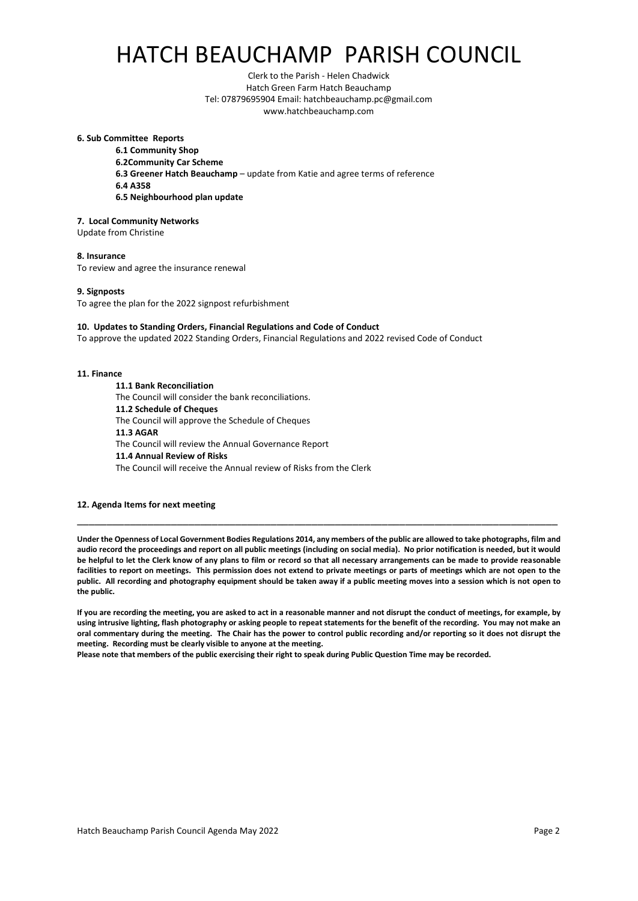# HATCH BEAUCHAMP PARISH COUNCIL

Clerk to the Parish - Helen Chadwick
Hatch Green Farm Hatch Beauchamp
Tel: 07879695904 Email: hatchbeauchamp.pc@gmail.com
www.hatchbeauchamp.com

**6. Sub Committee Reports**

**6.1 Community Shop**
**6.2Community Car Scheme**
**6.3 Greener Hatch Beauchamp** – update from Katie and agree terms of reference
**6.4 A358**
**6.5 Neighbourhood plan update**

**7. Local Community Networks**
Update from Christine

**8. Insurance**
To review and agree the insurance renewal

**9. Signposts**
To agree the plan for the 2022 signpost refurbishment

**10. Updates to Standing Orders, Financial Regulations and Code of Conduct**
To approve the updated 2022 Standing Orders, Financial Regulations and 2022 revised Code of Conduct

**11. Finance**

**11.1 Bank Reconciliation**
The Council will consider the bank reconciliations.
**11.2 Schedule of Cheques**
The Council will approve the Schedule of Cheques
**11.3 AGAR**
The Council will review the Annual Governance Report
**11.4 Annual Review of Risks**
The Council will receive the Annual review of Risks from the Clerk

**12. Agenda Items for next meeting**

---

**Under the Openness of Local Government Bodies Regulations 2014, any members of the public are allowed to take photographs, film and audio record the proceedings and report on all public meetings (including on social media). No prior notification is needed, but it would be helpful to let the Clerk know of any plans to film or record so that all necessary arrangements can be made to provide reasonable facilities to report on meetings. This permission does not extend to private meetings or parts of meetings which are not open to the public. All recording and photography equipment should be taken away if a public meeting moves into a session which is not open to the public.**

**If you are recording the meeting, you are asked to act in a reasonable manner and not disrupt the conduct of meetings, for example, by using intrusive lighting, flash photography or asking people to repeat statements for the benefit of the recording. You may not make an oral commentary during the meeting. The Chair has the power to control public recording and/or reporting so it does not disrupt the meeting. Recording must be clearly visible to anyone at the meeting.**
**Please note that members of the public exercising their right to speak during Public Question Time may be recorded.**